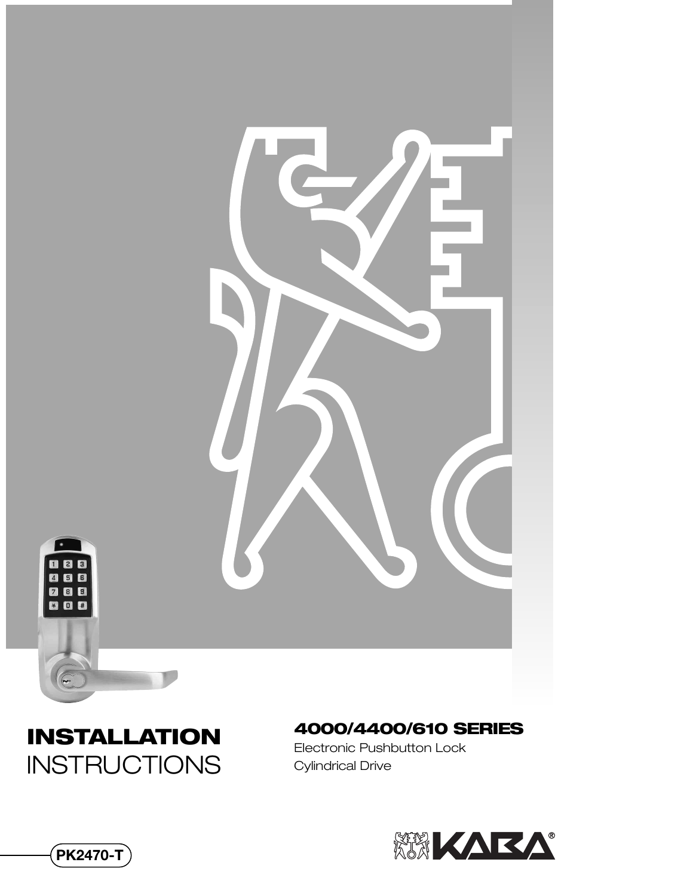# INSTALLATION INSTRUCTIONS

## 4000/4400/610 SERIES

Electronic Pushbutton Lock
Cylindrical Drive

PK2470-T

KABA®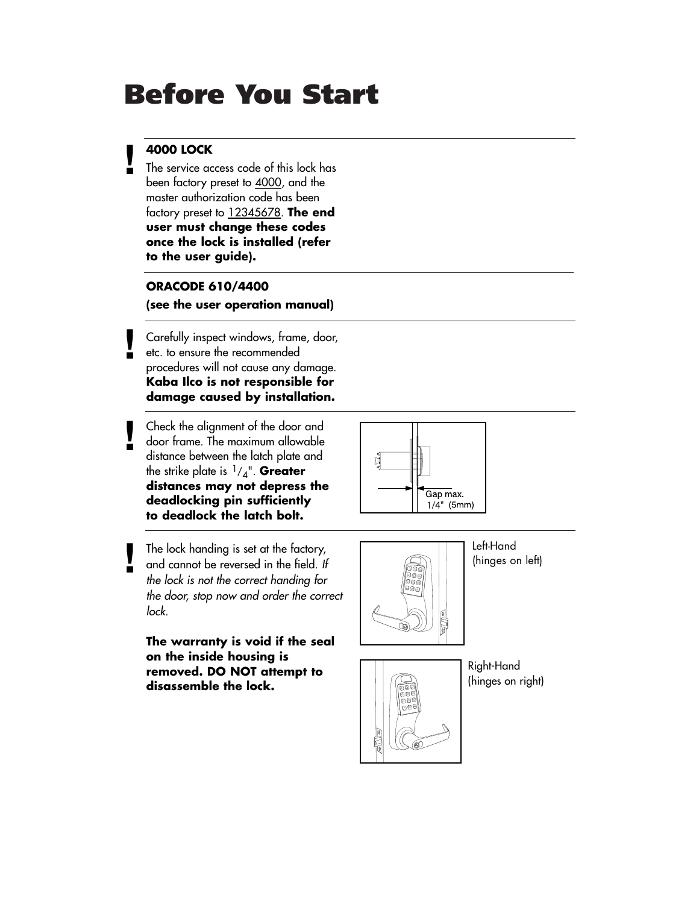# Before You Start

**4000 LOCK**

The service access code of this lock has been factory preset to 4000, and the master authorization code has been factory preset to 12345678. **The end user must change these codes once the lock is installed (refer to the user guide).**

**ORACODE 610/4400**

**(see the user operation manual)**

Carefully inspect windows, frame, door, etc. to ensure the recommended procedures will not cause any damage. **Kaba Ilco is not responsible for damage caused by installation.**

Check the alignment of the door and door frame. The maximum allowable distance between the latch plate and the strike plate is 1/4". **Greater distances may not depress the deadlocking pin sufficiently to deadlock the latch bolt.**

Gap max.
1/4" (5mm)

The lock handing is set at the factory, and cannot be reversed in the field. *If the lock is not the correct handing for the door, stop now and order the correct lock.*

**The warranty is void if the seal on the inside housing is removed. DO NOT attempt to disassemble the lock.**

Left-Hand
(hinges on left)

Right-Hand
(hinges on right)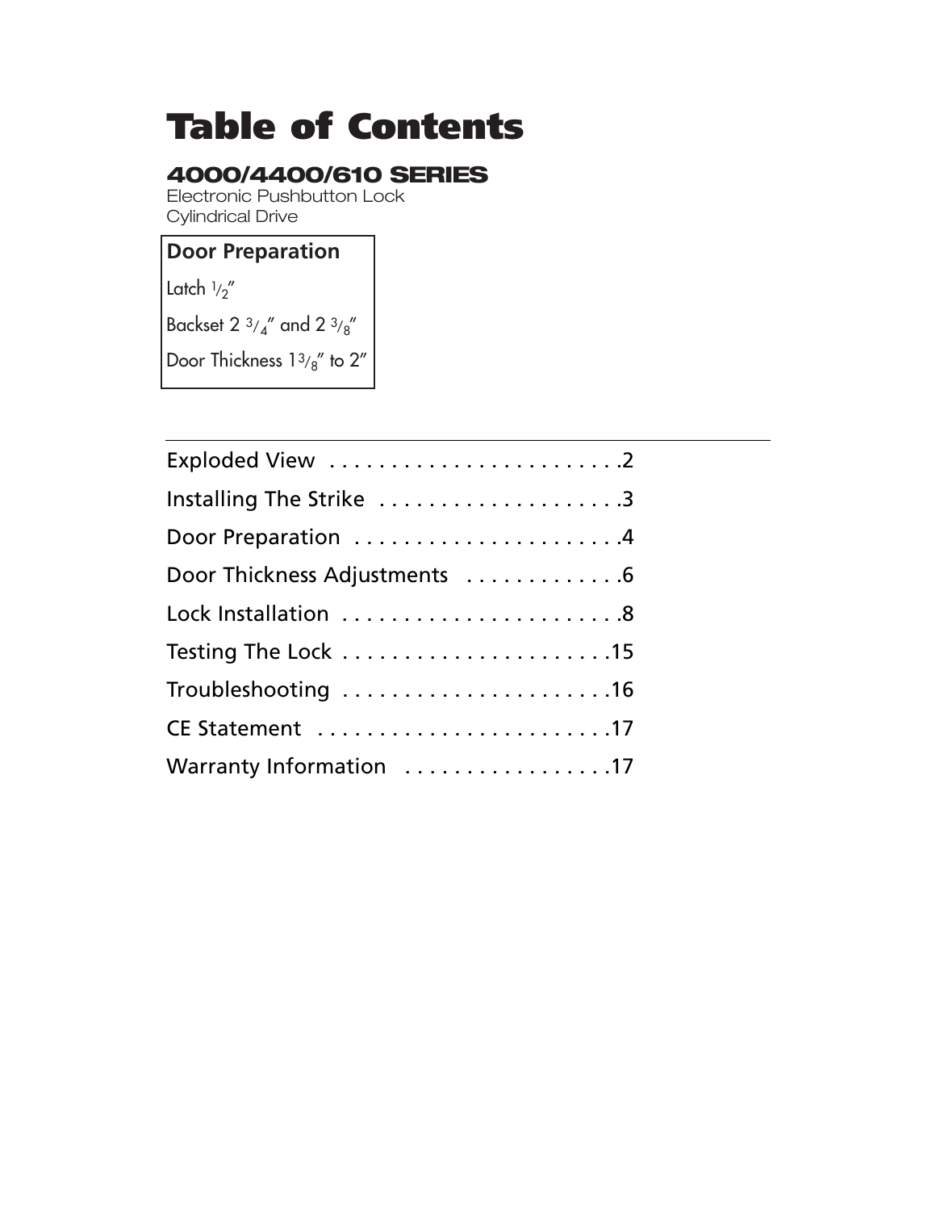# Table of Contents

## 4000/4400/610 SERIES

Electronic Pushbutton Lock
Cylindrical Drive

**Door Preparation**

Latch 1/2″

Backset 2 3/4″ and 2 3/8″

Door Thickness 1 3/8″ to 2″

---

| | |
|---|---|
| Exploded View | 2 |
| Installing The Strike | 3 |
| Door Preparation | 4 |
| Door Thickness Adjustments | 6 |
| Lock Installation | 8 |
| Testing The Lock | 15 |
| Troubleshooting | 16 |
| CE Statement | 17 |
| Warranty Information | 17 |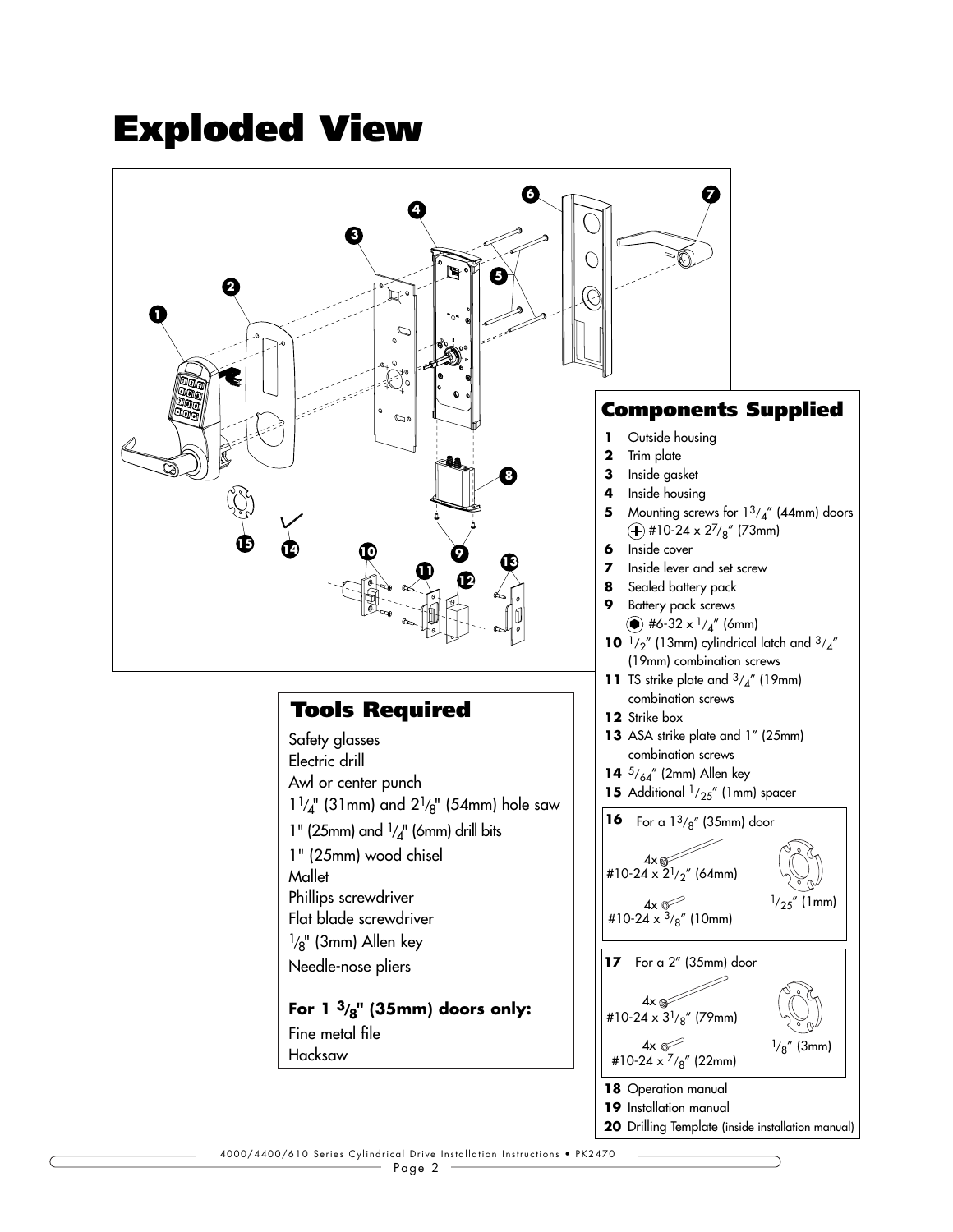# Exploded View

## Components Supplied

1. Outside housing
2. Trim plate
3. Inside gasket
4. Inside housing
5. Mounting screws for $1^3/_4$" (44mm) doors
   (+) #10-24 x $2^7/_8$" (73mm)
6. Inside cover
7. Inside lever and set screw
8. Sealed battery pack
9. Battery pack screws
   #6-32 x $^1/_4$" (6mm)
10. $^1/_2$" (13mm) cylindrical latch and $^3/_4$" (19mm) combination screws
11. TS strike plate and $^3/_4$" (19mm) combination screws
12. Strike box
13. ASA strike plate and 1" (25mm) combination screws
14. $^5/_{64}$" (2mm) Allen key
15. Additional $^1/_{25}$" (1mm) spacer
16. For a $1^3/_8$" (35mm) door
    - 4x #10-24 x $2^1/_2$" (64mm)
    - 4x #10-24 x $^3/_8$" (10mm)
    - $^1/_{25}$" (1mm)
17. For a 2" (35mm) door
    - 4x #10-24 x $3^1/_8$" (79mm)
    - 4x #10-24 x $^7/_8$" (22mm)
    - $^1/_8$" (3mm)
18. Operation manual
19. Installation manual
20. Drilling Template (inside installation manual)

## Tools Required

Safety glasses
Electric drill
Awl or center punch
$1^1/_4$" (31mm) and $2^1/_8$" (54mm) hole saw
1" (25mm) and $^1/_4$" (6mm) drill bits
1" (25mm) wood chisel
Mallet
Phillips screwdriver
Flat blade screwdriver
$^1/_8$" (3mm) Allen key
Needle-nose pliers

**For 1 $^3/_8$" (35mm) doors only:**
Fine metal file
Hacksaw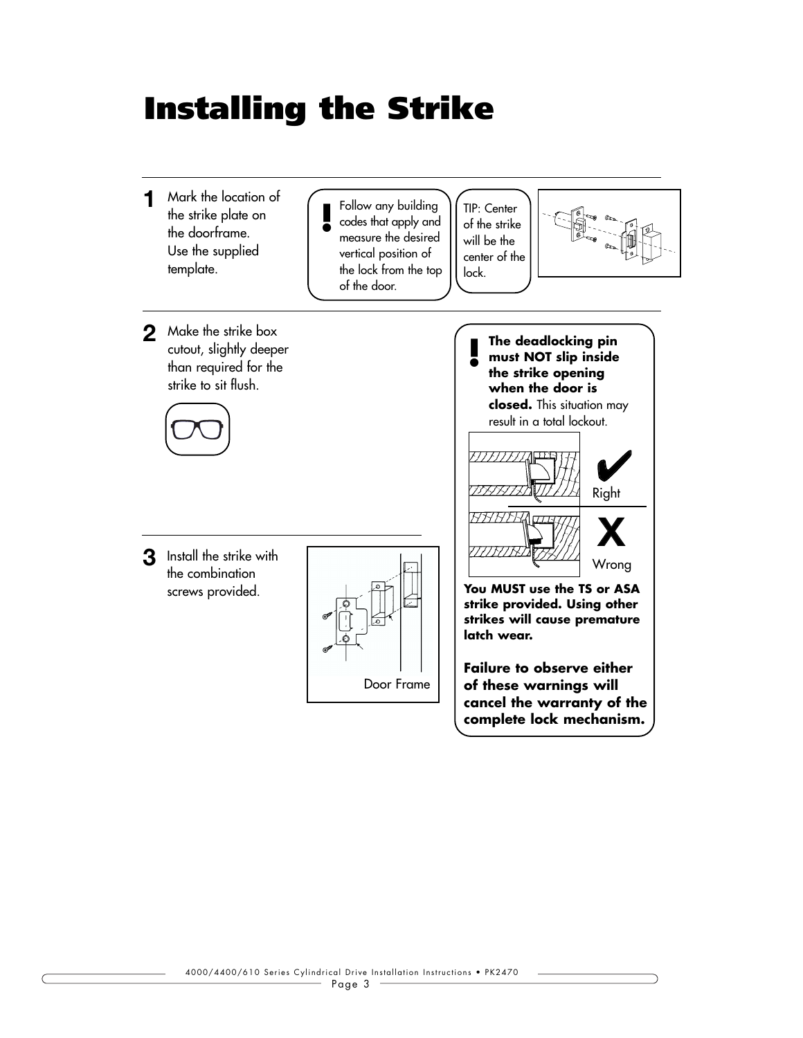# Installing the Strike

**1** Mark the location of the strike plate on the doorframe. Use the supplied template.

**!** Follow any building codes that apply and measure the desired vertical position of the lock from the top of the door.

TIP: Center of the strike will be the center of the lock.

**2** Make the strike box cutout, slightly deeper than required for the strike to sit flush.

**!** **The deadlocking pin must NOT slip inside the strike opening when the door is closed.** This situation may result in a total lockout.

Right

Wrong

**You MUST use the TS or ASA strike provided. Using other strikes will cause premature latch wear.**

**Failure to observe either of these warnings will cancel the warranty of the complete lock mechanism.**

**3** Install the strike with the combination screws provided.

Door Frame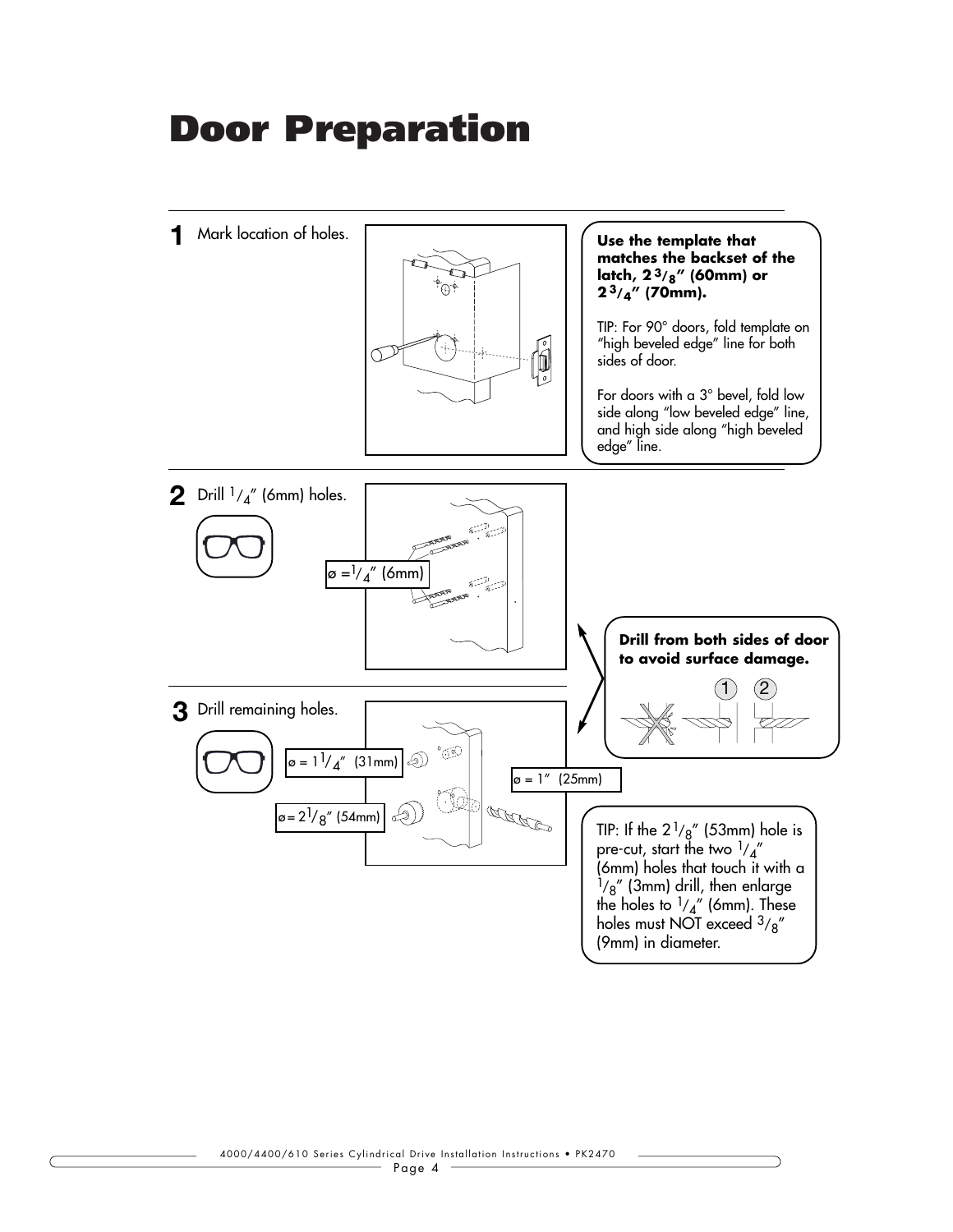# Door Preparation

**1** Mark location of holes.

**Use the template that matches the backset of the latch, 2 3/8" (60mm) or 2 3/4" (70mm).**

TIP: For 90° doors, fold template on "high beveled edge" line for both sides of door.

For doors with a 3° bevel, fold low side along "low beveled edge" line, and high side along "high beveled edge" line.

**2** Drill 1/4" (6mm) holes.

ø = 1/4" (6mm)

**Drill from both sides of door to avoid surface damage.**

1 2

**3** Drill remaining holes.

ø = 1 1/4" (31mm)

ø = 1" (25mm)

ø = 2 1/8" (54mm)

TIP: If the 2 1/8" (53mm) hole is pre-cut, start the two 1/4" (6mm) holes that touch it with a 1/8" (3mm) drill, then enlarge the holes to 1/4" (6mm). These holes must NOT exceed 3/8" (9mm) in diameter.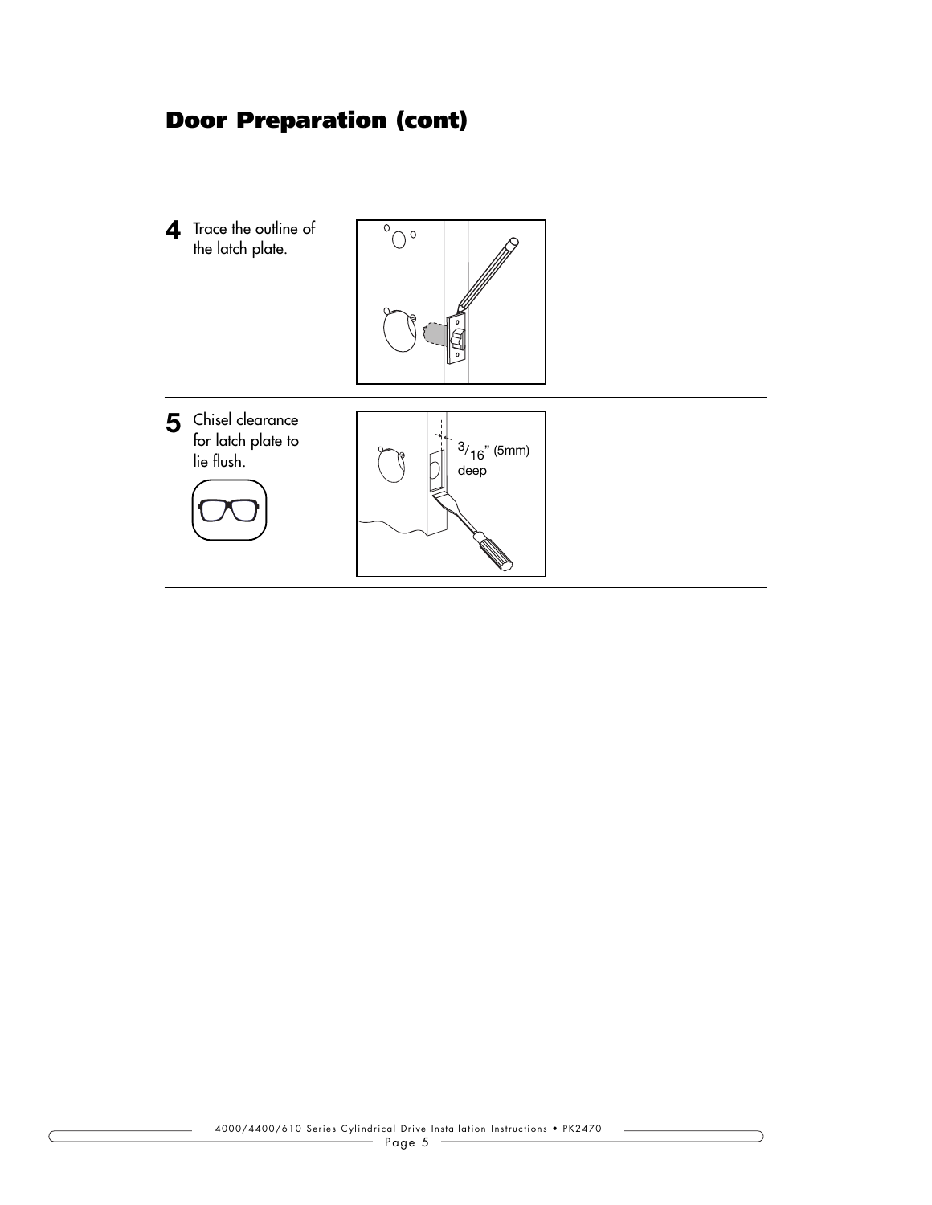# Door Preparation (cont)

**4** Trace the outline of the latch plate.

**5** Chisel clearance for latch plate to lie flush.

$^{3}/_{16}$" (5mm) deep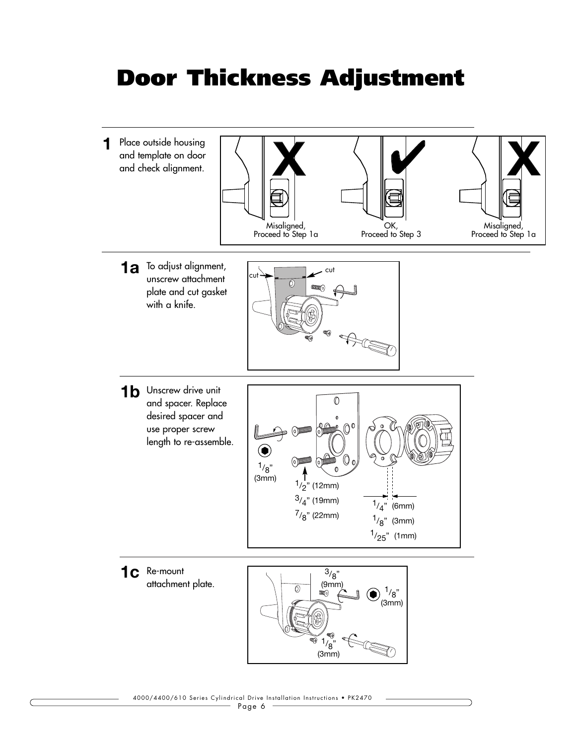# Door Thickness Adjustment

**1** Place outside housing and template on door and check alignment.

Misaligned, Proceed to Step 1a

OK, Proceed to Step 3

Misaligned, Proceed to Step 1a

**1a** To adjust alignment, unscrew attachment plate and cut gasket with a knife.

cut

cut

**1b** Unscrew drive unit and spacer. Replace desired spacer and use proper screw length to re-assemble.

1/8" (3mm)

1/2" (12mm)

3/4" (19mm)

7/8" (22mm)

1/4" (6mm)

1/8" (3mm)

1/25" (1mm)

**1c** Re-mount attachment plate.

3/8" (9mm)

1/8" (3mm)

1/8" (3mm)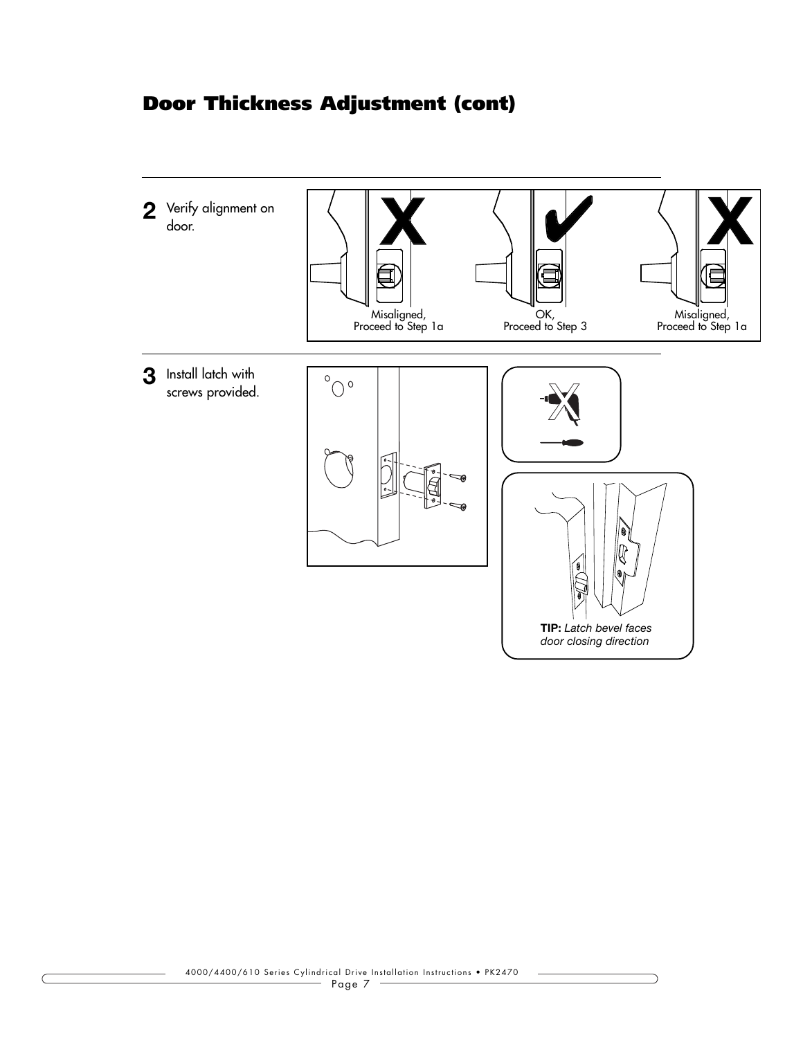## Door Thickness Adjustment (cont)

**2** Verify alignment on door.

Misaligned, Proceed to Step 1a

OK, Proceed to Step 3

Misaligned, Proceed to Step 1a

**3** Install latch with screws provided.

**TIP:** *Latch bevel faces door closing direction*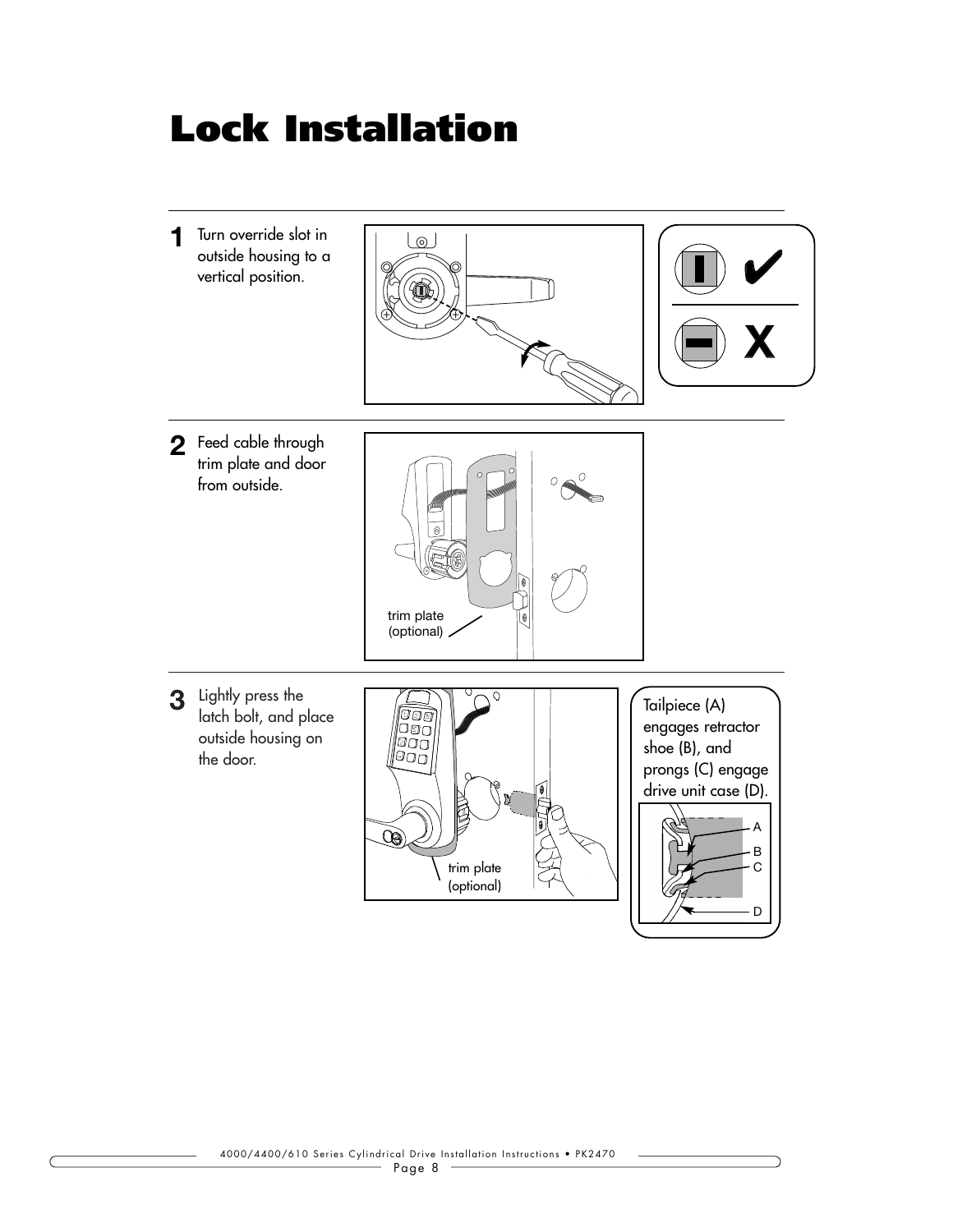# Lock Installation

**1** Turn override slot in outside housing to a vertical position.

**2** Feed cable through trim plate and door from outside.

trim plate (optional)

**3** Lightly press the latch bolt, and place outside housing on the door.

trim plate (optional)

Tailpiece (A) engages retractor shoe (B), and prongs (C) engage drive unit case (D).

A

B

C

D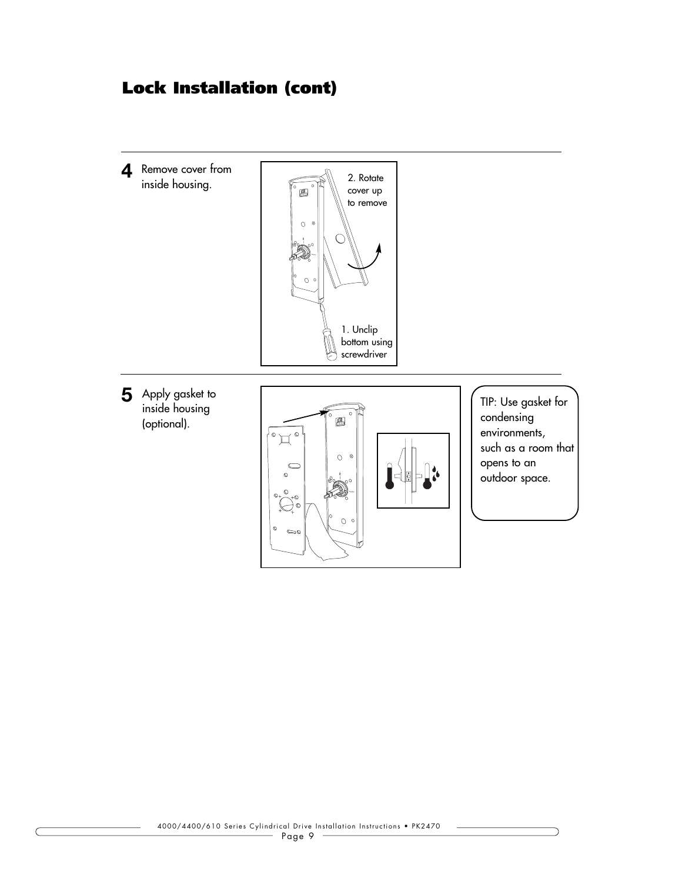# Lock Installation (cont)

**4** Remove cover from inside housing.

2. Rotate cover up to remove

1. Unclip bottom using screwdriver

**5** Apply gasket to inside housing (optional).

TIP: Use gasket for condensing environments, such as a room that opens to an outdoor space.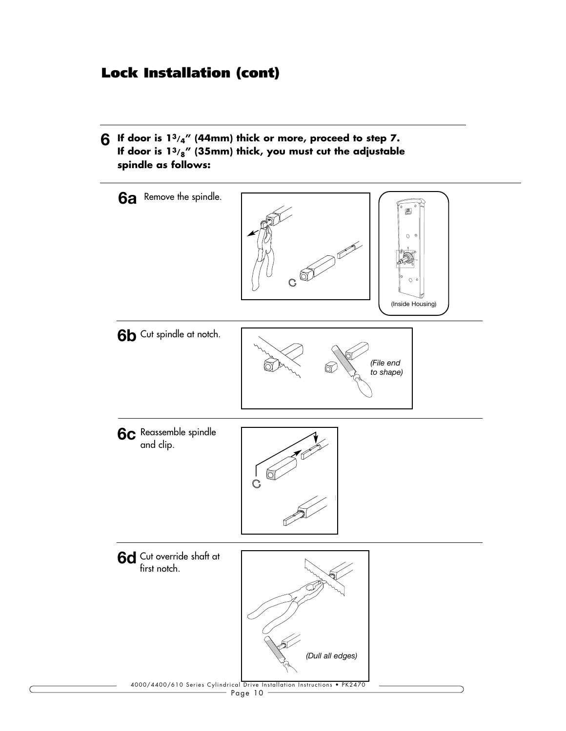## Lock Installation (cont)

**6** **If door is $1^3/_4$" (44mm) thick or more, proceed to step 7. If door is $1^3/_8$" (35mm) thick, you must cut the adjustable spindle as follows:**

**6a** Remove the spindle.

(Inside Housing)

**6b** Cut spindle at notch.

*(File end to shape)*

**6c** Reassemble spindle and clip.

**6d** Cut override shaft at first notch.

*(Dull all edges)*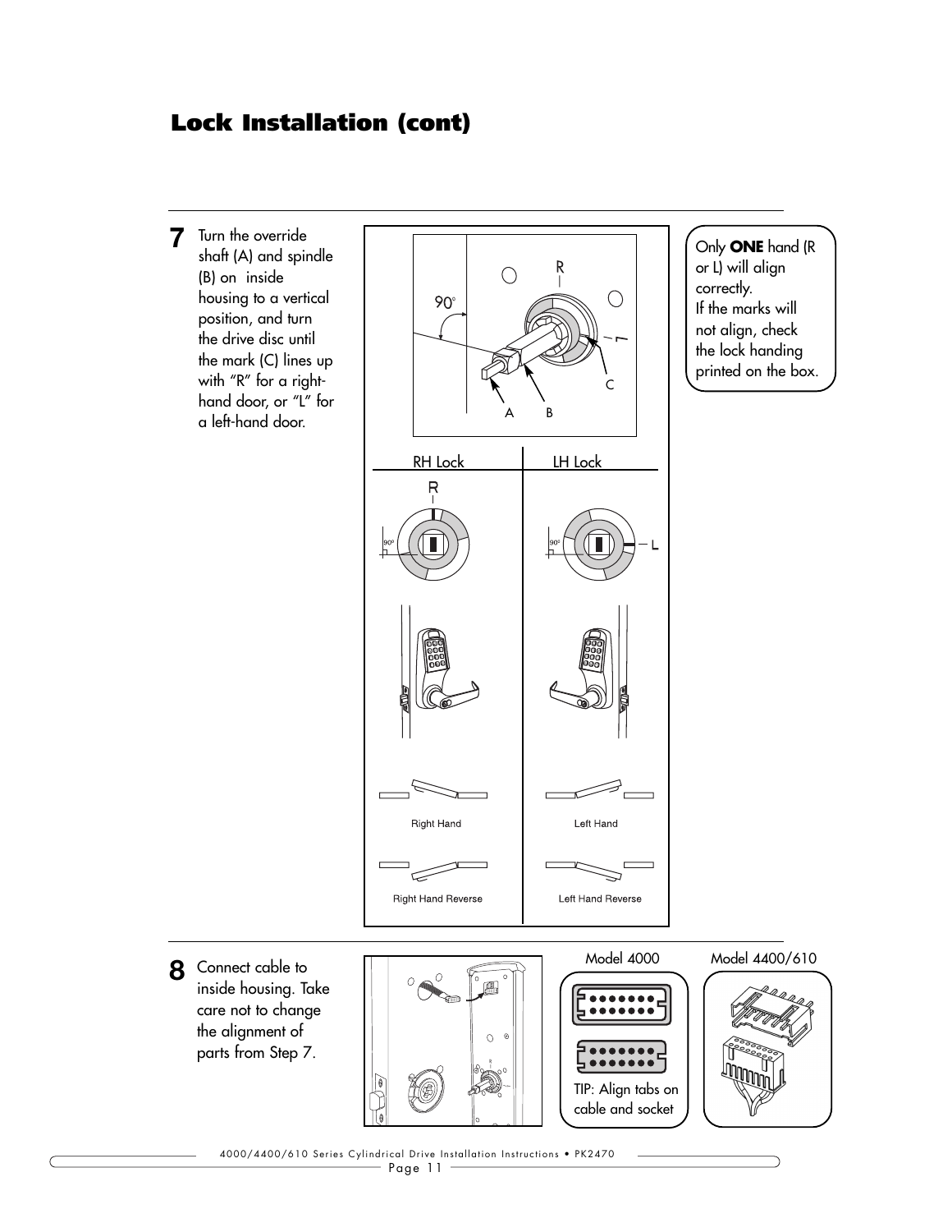# Lock Installation (cont)

**7** Turn the override shaft (A) and spindle (B) on inside housing to a vertical position, and turn the drive disc until the mark (C) lines up with "R" for a right-hand door, or "L" for a left-hand door.

Only **ONE** hand (R or L) will align correctly.
If the marks will not align, check the lock handing printed on the box.

**8** Connect cable to inside housing. Take care not to change the alignment of parts from Step 7.

Model 4000

Model 4400/610

TIP: Align tabs on cable and socket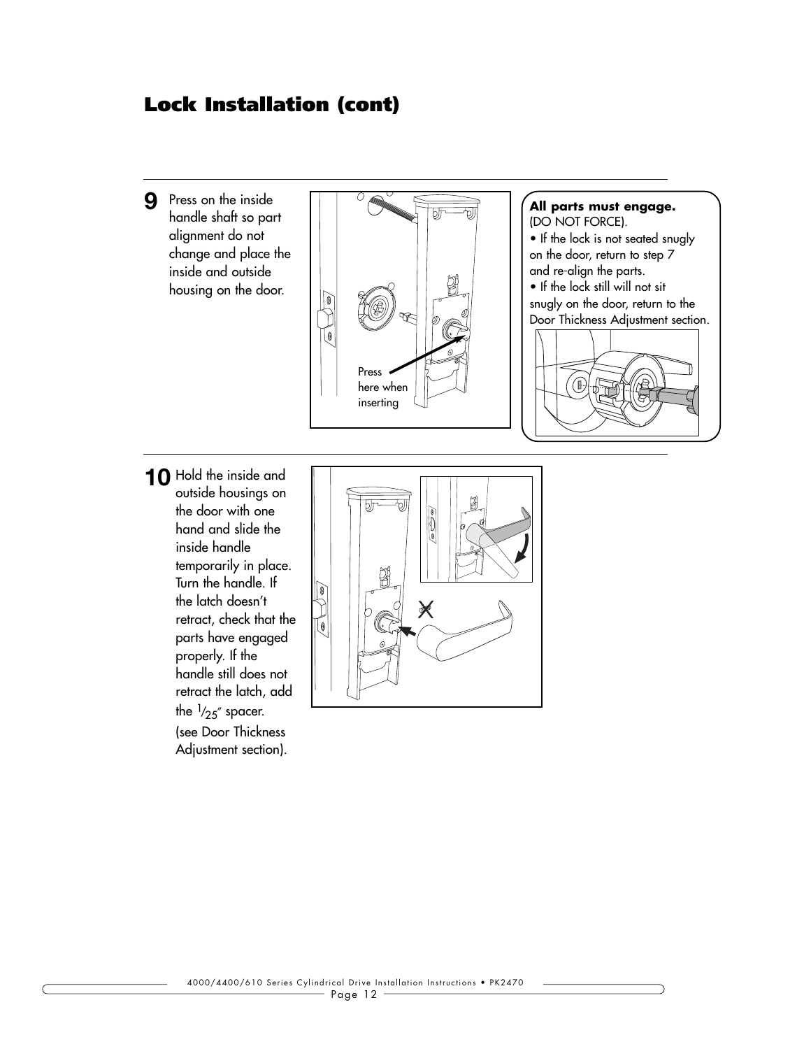# Lock Installation (cont)

**9** Press on the inside handle shaft so part alignment do not change and place the inside and outside housing on the door.

Press here when inserting

**All parts must engage.** (DO NOT FORCE).

- If the lock is not seated snugly on the door, return to step 7 and re-align the parts.
- If the lock still will not sit snugly on the door, return to the Door Thickness Adjustment section.

**10** Hold the inside and outside housings on the door with one hand and slide the inside handle temporarily in place. Turn the handle. If the latch doesn't retract, check that the parts have engaged properly. If the handle still does not retract the latch, add the $1/25''$ spacer. (see Door Thickness Adjustment section).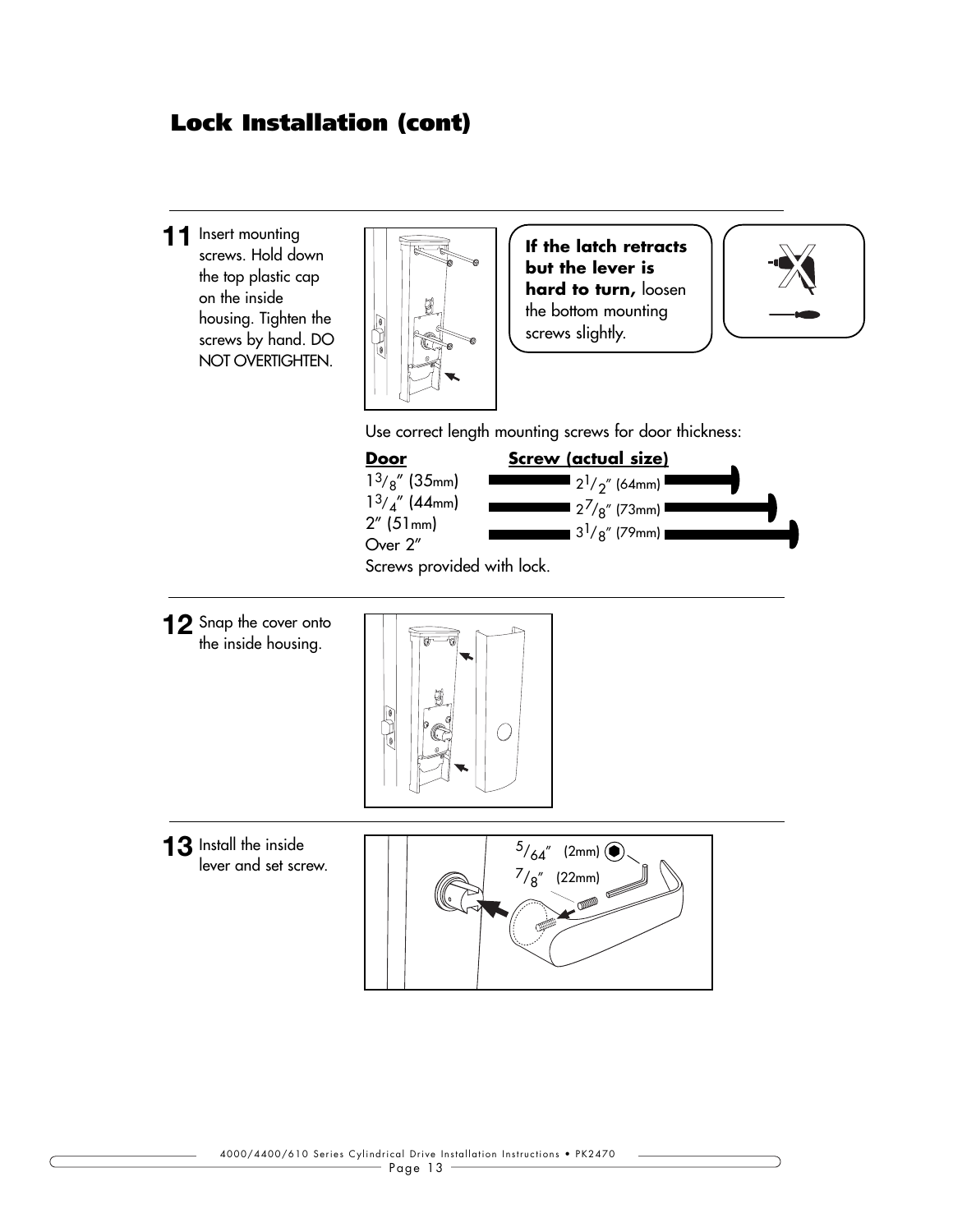## Lock Installation (cont)

**11** Insert mounting screws. Hold down the top plastic cap on the inside housing. Tighten the screws by hand. DO NOT OVERTIGHTEN.

**If the latch retracts but the lever is hard to turn,** loosen the bottom mounting screws slightly.

Use correct length mounting screws for door thickness:

| Door | Screw (actual size) |
|---|---|
| $1^3/_8$″ (35mm) | $2^1/_2$″ (64mm) |
| $1^3/_4$″ (44mm) | $2^7/_8$″ (73mm) |
| 2″ (51mm)<br>Over 2″ | $3^1/_8$″ (79mm) |

Screws provided with lock.

**12** Snap the cover onto the inside housing.

**13** Install the inside lever and set screw.

$^5/_{64}$″ (2mm)

$^7/_8$″ (22mm)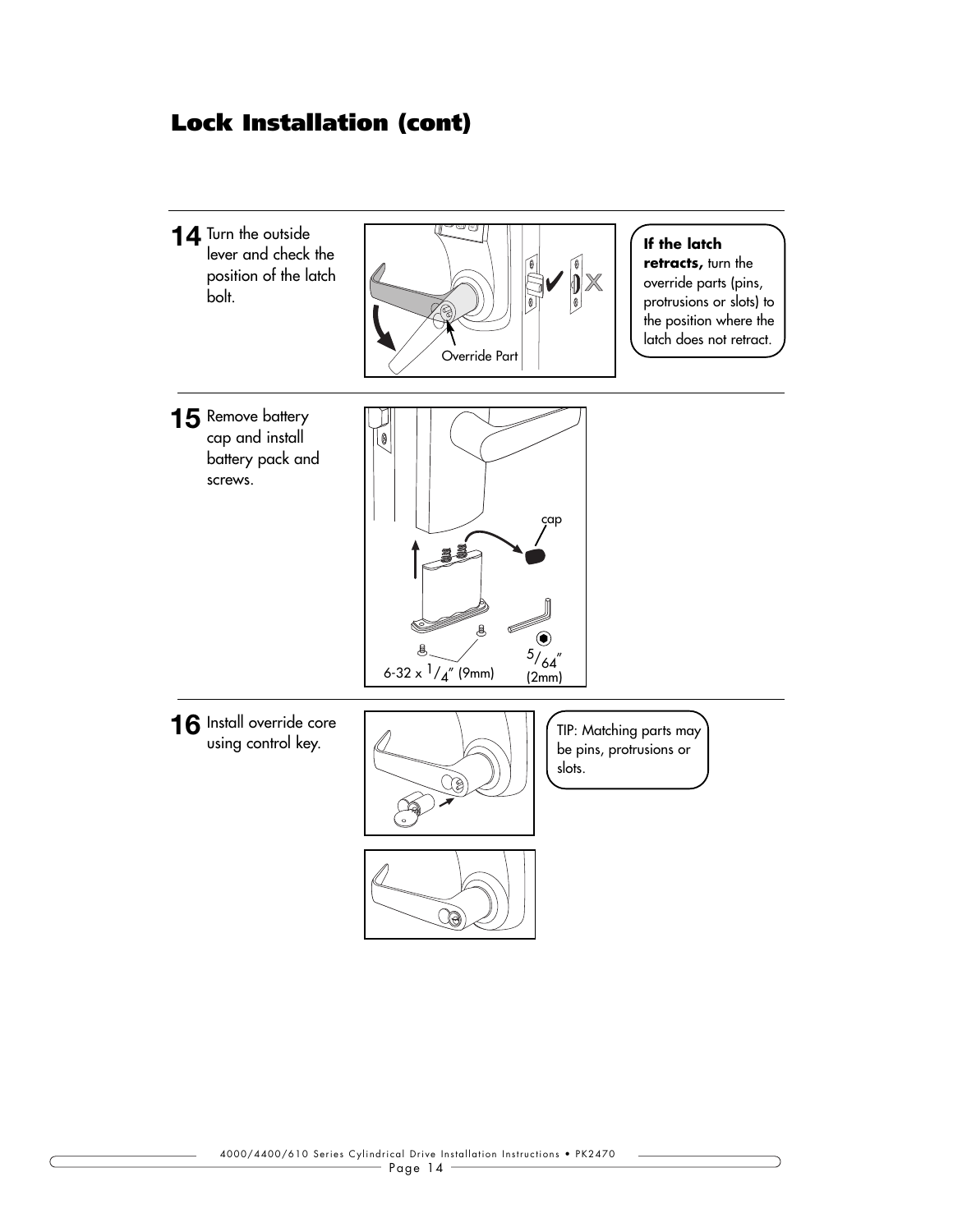## Lock Installation (cont)

**14** Turn the outside lever and check the position of the latch bolt.

Override Part

**If the latch retracts,** turn the override parts (pins, protrusions or slots) to the position where the latch does not retract.

**15** Remove battery cap and install battery pack and screws.

cap

6-32 x 1/4″ (9mm)

5/64″ (2mm)

**16** Install override core using control key.

TIP: Matching parts may be pins, protrusions or slots.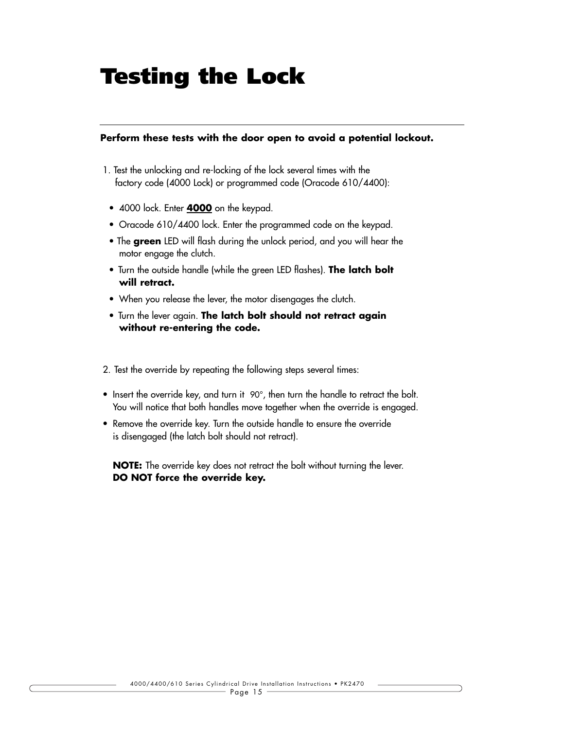# Testing the Lock

**Perform these tests with the door open to avoid a potential lockout.**

1. Test the unlocking and re-locking of the lock several times with the factory code (4000 Lock) or programmed code (Oracode 610/4400):

   - 4000 lock. Enter **4000** on the keypad.
   - Oracode 610/4400 lock. Enter the programmed code on the keypad.
   - The **green** LED will flash during the unlock period, and you will hear the motor engage the clutch.
   - Turn the outside handle (while the green LED flashes). **The latch bolt will retract.**
   - When you release the lever, the motor disengages the clutch.
   - Turn the lever again. **The latch bolt should not retract again without re-entering the code.**

2. Test the override by repeating the following steps several times:

- Insert the override key, and turn it 90°, then turn the handle to retract the bolt. You will notice that both handles move together when the override is engaged.
- Remove the override key. Turn the outside handle to ensure the override is disengaged (the latch bolt should not retract).

**NOTE:** The override key does not retract the bolt without turning the lever. **DO NOT force the override key.**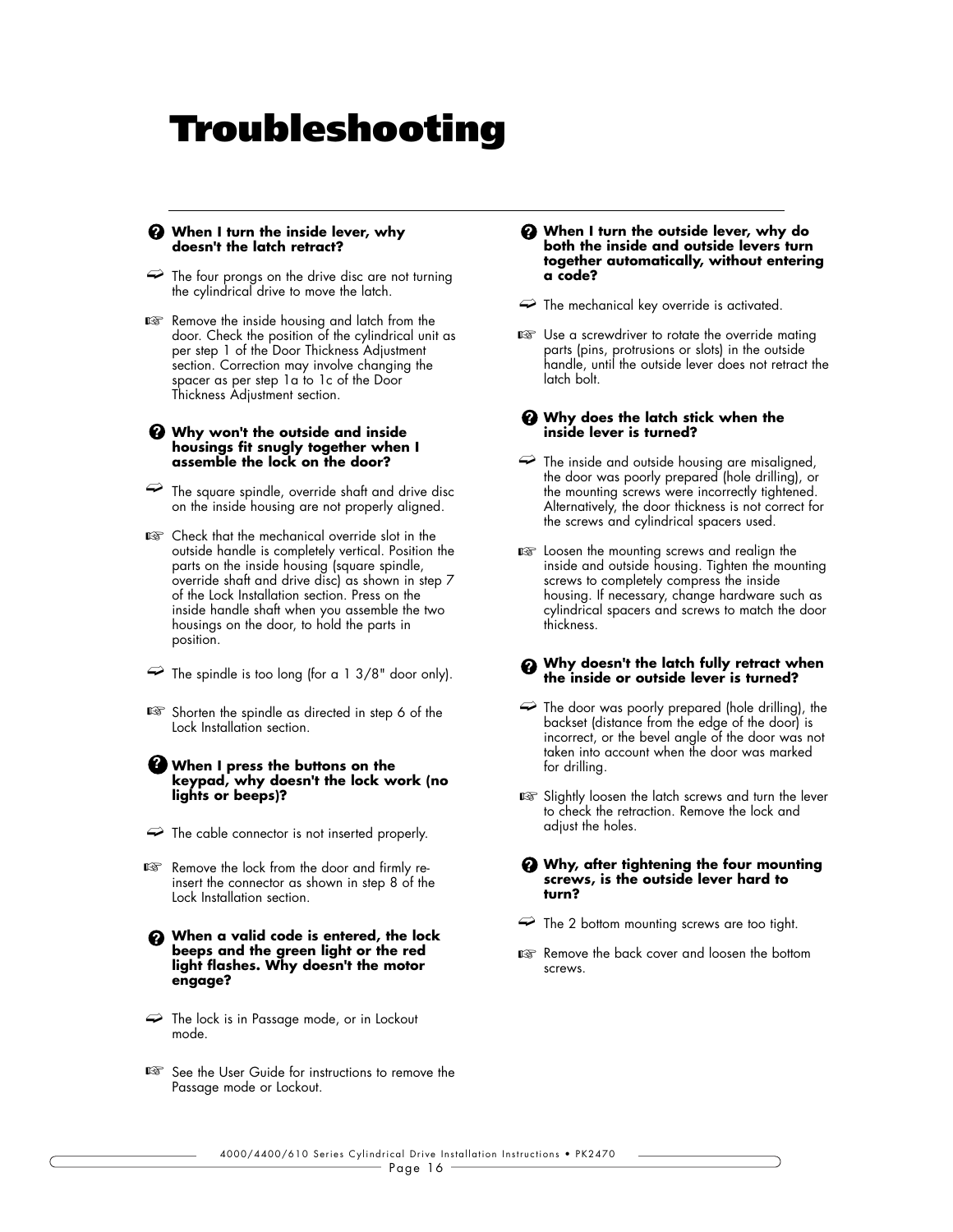# Troubleshooting

**When I turn the inside lever, why doesn't the latch retract?**

The four prongs on the drive disc are not turning the cylindrical drive to move the latch.

Remove the inside housing and latch from the door. Check the position of the cylindrical unit as per step 1 of the Door Thickness Adjustment section. Correction may involve changing the spacer as per step 1a to 1c of the Door Thickness Adjustment section.

**Why won't the outside and inside housings fit snugly together when I assemble the lock on the door?**

The square spindle, override shaft and drive disc on the inside housing are not properly aligned.

Check that the mechanical override slot in the outside handle is completely vertical. Position the parts on the inside housing (square spindle, override shaft and drive disc) as shown in step 7 of the Lock Installation section. Press on the inside handle shaft when you assemble the two housings on the door, to hold the parts in position.

The spindle is too long (for a 1 3/8" door only).

Shorten the spindle as directed in step 6 of the Lock Installation section.

**When I press the buttons on the keypad, why doesn't the lock work (no lights or beeps)?**

The cable connector is not inserted properly.

Remove the lock from the door and firmly re-insert the connector as shown in step 8 of the Lock Installation section.

**When a valid code is entered, the lock beeps and the green light or the red light flashes. Why doesn't the motor engage?**

The lock is in Passage mode, or in Lockout mode.

See the User Guide for instructions to remove the Passage mode or Lockout.

**When I turn the outside lever, why do both the inside and outside levers turn together automatically, without entering a code?**

The mechanical key override is activated.

Use a screwdriver to rotate the override mating parts (pins, protrusions or slots) in the outside handle, until the outside lever does not retract the latch bolt.

**Why does the latch stick when the inside lever is turned?**

The inside and outside housing are misaligned, the door was poorly prepared (hole drilling), or the mounting screws were incorrectly tightened. Alternatively, the door thickness is not correct for the screws and cylindrical spacers used.

Loosen the mounting screws and realign the inside and outside housing. Tighten the mounting screws to completely compress the inside housing. If necessary, change hardware such as cylindrical spacers and screws to match the door thickness.

**Why doesn't the latch fully retract when the inside or outside lever is turned?**

The door was poorly prepared (hole drilling), the backset (distance from the edge of the door) is incorrect, or the bevel angle of the door was not taken into account when the door was marked for drilling.

Slightly loosen the latch screws and turn the lever to check the retraction. Remove the lock and adjust the holes.

**Why, after tightening the four mounting screws, is the outside lever hard to turn?**

The 2 bottom mounting screws are too tight.

Remove the back cover and loosen the bottom screws.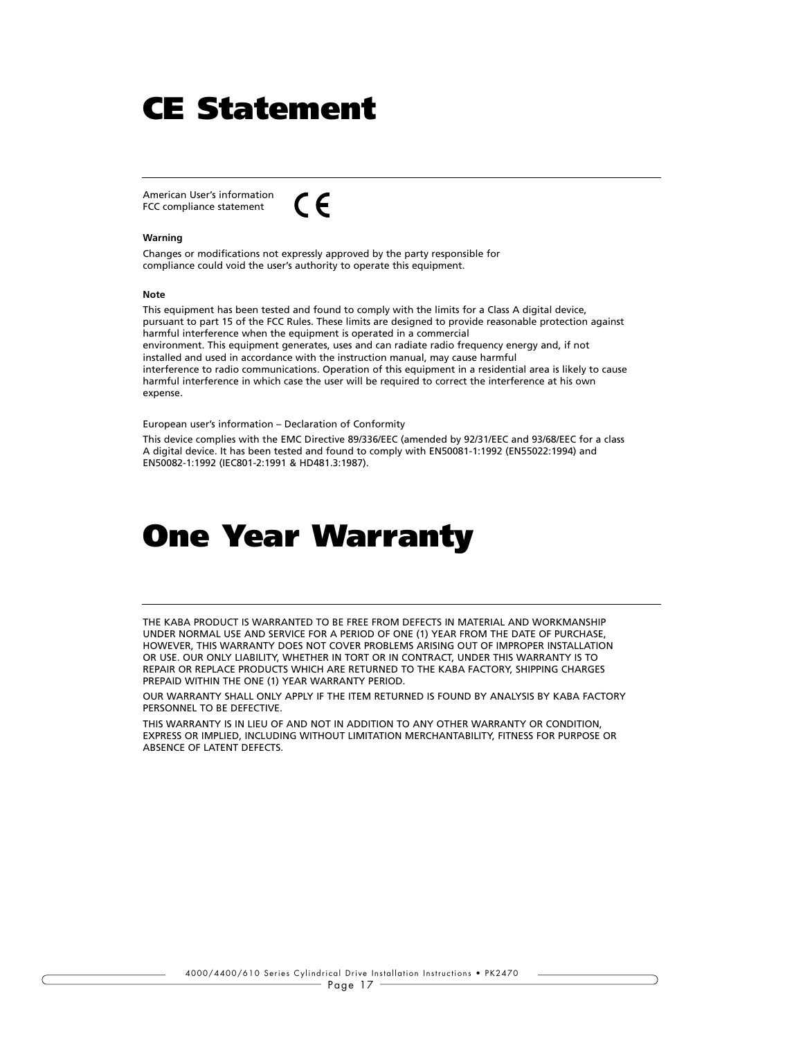# CE Statement

American User's information
FCC compliance statement

CE

**Warning**

Changes or modifications not expressly approved by the party responsible for compliance could void the user's authority to operate this equipment.

**Note**

This equipment has been tested and found to comply with the limits for a Class A digital device, pursuant to part 15 of the FCC Rules. These limits are designed to provide reasonable protection against harmful interference when the equipment is operated in a commercial environment. This equipment generates, uses and can radiate radio frequency energy and, if not installed and used in accordance with the instruction manual, may cause harmful interference to radio communications. Operation of this equipment in a residential area is likely to cause harmful interference in which case the user will be required to correct the interference at his own expense.

European user's information – Declaration of Conformity

This device complies with the EMC Directive 89/336/EEC (amended by 92/31/EEC and 93/68/EEC for a class A digital device. It has been tested and found to comply with EN50081-1:1992 (EN55022:1994) and EN50082-1:1992 (IEC801-2:1991 & HD481.3:1987).

# One Year Warranty

THE KABA PRODUCT IS WARRANTED TO BE FREE FROM DEFECTS IN MATERIAL AND WORKMANSHIP UNDER NORMAL USE AND SERVICE FOR A PERIOD OF ONE (1) YEAR FROM THE DATE OF PURCHASE, HOWEVER, THIS WARRANTY DOES NOT COVER PROBLEMS ARISING OUT OF IMPROPER INSTALLATION OR USE. OUR ONLY LIABILITY, WHETHER IN TORT OR IN CONTRACT, UNDER THIS WARRANTY IS TO REPAIR OR REPLACE PRODUCTS WHICH ARE RETURNED TO THE KABA FACTORY, SHIPPING CHARGES PREPAID WITHIN THE ONE (1) YEAR WARRANTY PERIOD.

OUR WARRANTY SHALL ONLY APPLY IF THE ITEM RETURNED IS FOUND BY ANALYSIS BY KABA FACTORY PERSONNEL TO BE DEFECTIVE.

THIS WARRANTY IS IN LIEU OF AND NOT IN ADDITION TO ANY OTHER WARRANTY OR CONDITION, EXPRESS OR IMPLIED, INCLUDING WITHOUT LIMITATION MERCHANTABILITY, FITNESS FOR PURPOSE OR ABSENCE OF LATENT DEFECTS.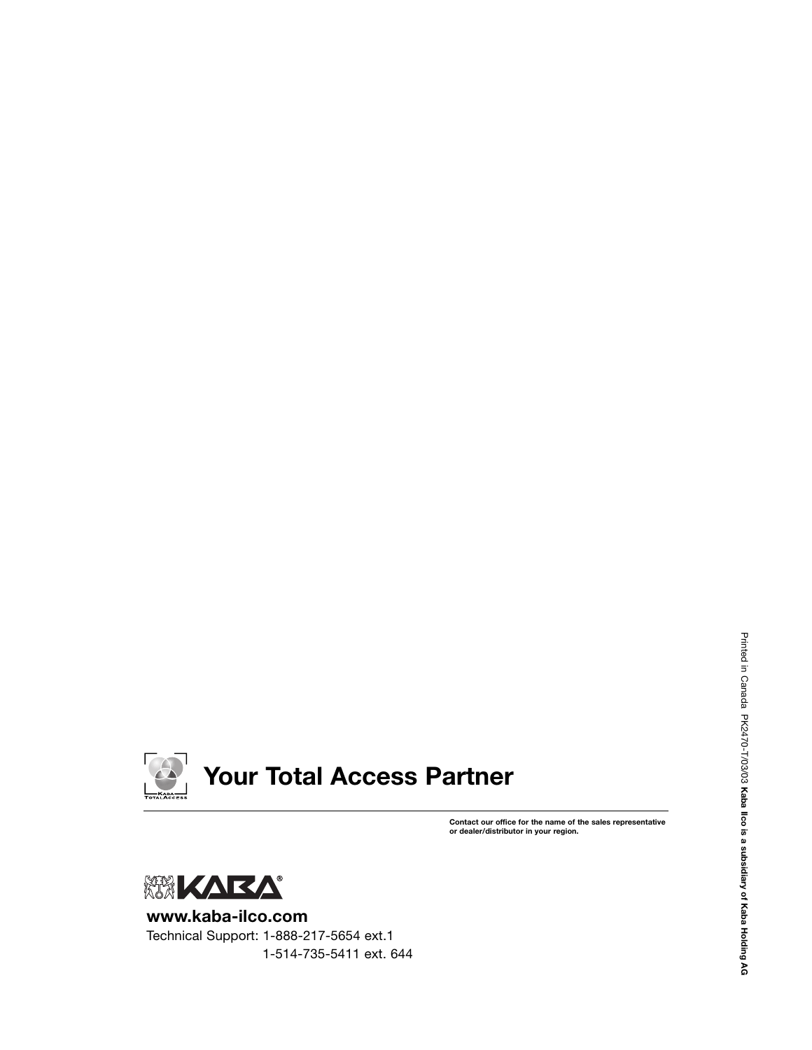## Your Total Access Partner

**Contact our office for the name of the sales representative or dealer/distributor in your region.**

**www.kaba-ilco.com**

Technical Support: 1-888-217-5654 ext.1
1-514-735-5411 ext. 644

Printed in Canada PK2470-T/03/03 **Kaba Ilco is a subsidiary of Kaba Holding AG**